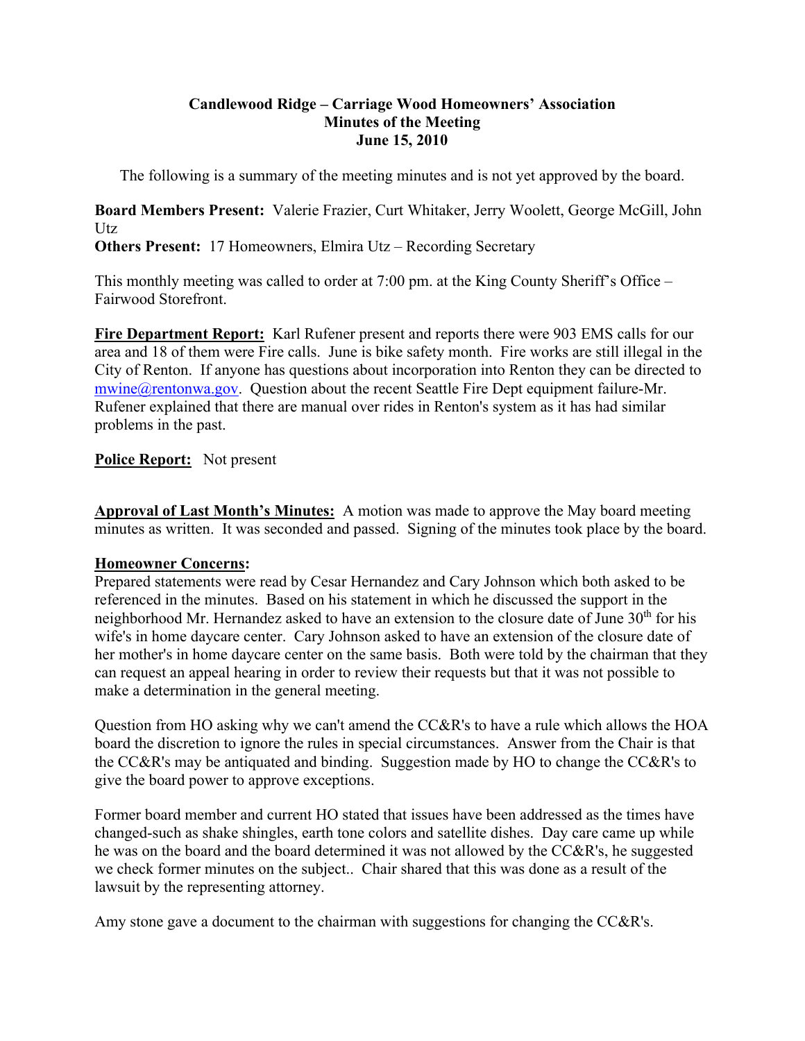# Candlewood Ridge – Carriage Wood Homeowners' Association
## Minutes of the Meeting
## June 15, 2010

The following is a summary of the meeting minutes and is not yet approved by the board.

**Board Members Present:** Valerie Frazier, Curt Whitaker, Jerry Woolett, George McGill, John Utz
**Others Present:** 17 Homeowners, Elmira Utz – Recording Secretary

This monthly meeting was called to order at 7:00 pm. at the King County Sheriff's Office – Fairwood Storefront.

**Fire Department Report:** Karl Rufener present and reports there were 903 EMS calls for our area and 18 of them were Fire calls. June is bike safety month. Fire works are still illegal in the City of Renton. If anyone has questions about incorporation into Renton they can be directed to mwine@rentonwa.gov. Question about the recent Seattle Fire Dept equipment failure-Mr. Rufener explained that there are manual over rides in Renton's system as it has had similar problems in the past.

**Police Report:** Not present

**Approval of Last Month's Minutes:** A motion was made to approve the May board meeting minutes as written. It was seconded and passed. Signing of the minutes took place by the board.

**Homeowner Concerns:**
Prepared statements were read by Cesar Hernandez and Cary Johnson which both asked to be referenced in the minutes. Based on his statement in which he discussed the support in the neighborhood Mr. Hernandez asked to have an extension to the closure date of June 30th for his wife's in home daycare center. Cary Johnson asked to have an extension of the closure date of her mother's in home daycare center on the same basis. Both were told by the chairman that they can request an appeal hearing in order to review their requests but that it was not possible to make a determination in the general meeting.

Question from HO asking why we can't amend the CC&R's to have a rule which allows the HOA board the discretion to ignore the rules in special circumstances. Answer from the Chair is that the CC&R's may be antiquated and binding. Suggestion made by HO to change the CC&R's to give the board power to approve exceptions.

Former board member and current HO stated that issues have been addressed as the times have changed-such as shake shingles, earth tone colors and satellite dishes. Day care came up while he was on the board and the board determined it was not allowed by the CC&R's, he suggested we check former minutes on the subject.. Chair shared that this was done as a result of the lawsuit by the representing attorney.

Amy stone gave a document to the chairman with suggestions for changing the CC&R's.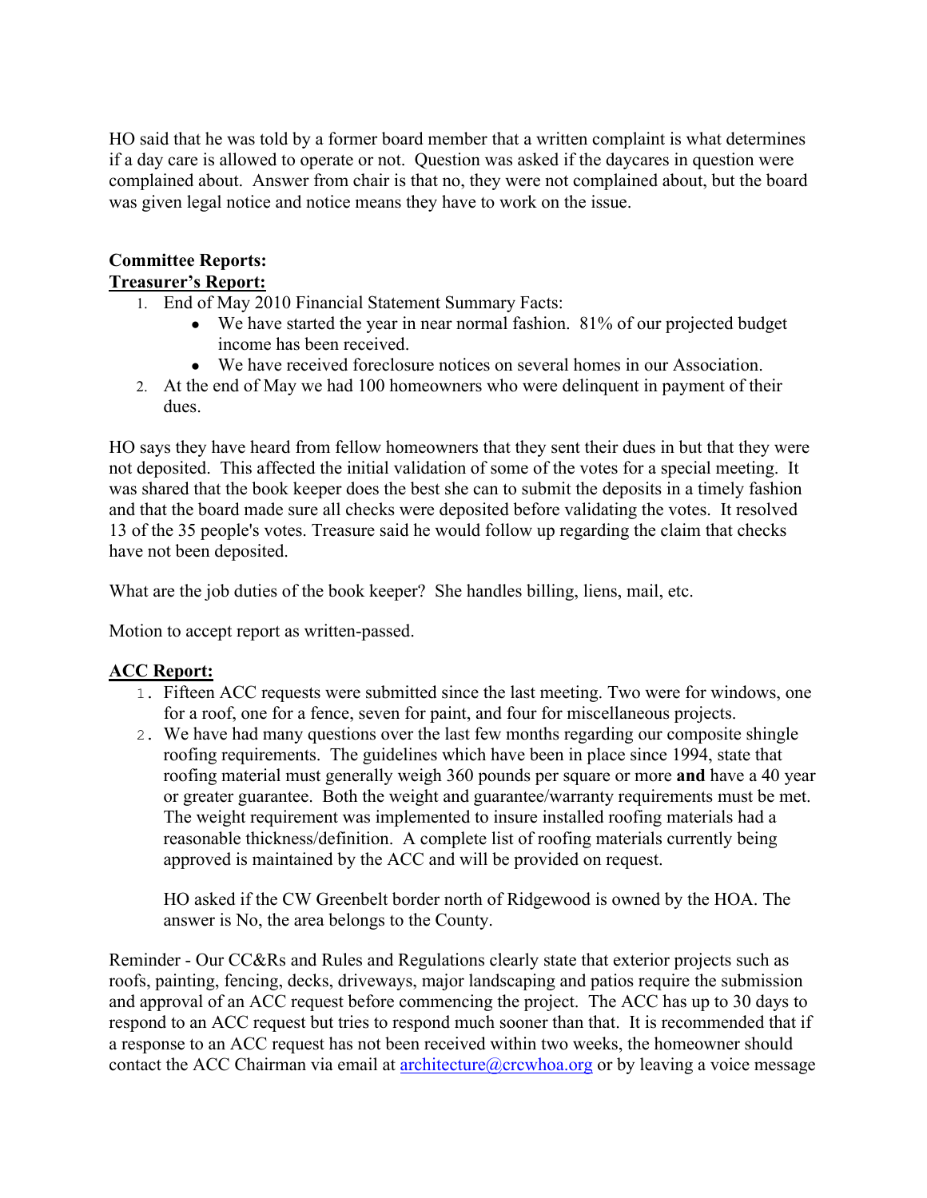HO said that he was told by a former board member that a written complaint is what determines if a day care is allowed to operate or not. Question was asked if the daycares in question were complained about. Answer from chair is that no, they were not complained about, but the board was given legal notice and notice means they have to work on the issue.

**Committee Reports:**

**Treasurer's Report:**

1. End of May 2010 Financial Statement Summary Facts:
   - We have started the year in near normal fashion. 81% of our projected budget income has been received.
   - We have received foreclosure notices on several homes in our Association.
2. At the end of May we had 100 homeowners who were delinquent in payment of their dues.

HO says they have heard from fellow homeowners that they sent their dues in but that they were not deposited. This affected the initial validation of some of the votes for a special meeting. It was shared that the book keeper does the best she can to submit the deposits in a timely fashion and that the board made sure all checks were deposited before validating the votes. It resolved 13 of the 35 people's votes. Treasure said he would follow up regarding the claim that checks have not been deposited.

What are the job duties of the book keeper? She handles billing, liens, mail, etc.

Motion to accept report as written-passed.

**ACC Report:**

1. Fifteen ACC requests were submitted since the last meeting. Two were for windows, one for a roof, one for a fence, seven for paint, and four for miscellaneous projects.
2. We have had many questions over the last few months regarding our composite shingle roofing requirements. The guidelines which have been in place since 1994, state that roofing material must generally weigh 360 pounds per square or more **and** have a 40 year or greater guarantee. Both the weight and guarantee/warranty requirements must be met. The weight requirement was implemented to insure installed roofing materials had a reasonable thickness/definition. A complete list of roofing materials currently being approved is maintained by the ACC and will be provided on request.

   HO asked if the CW Greenbelt border north of Ridgewood is owned by the HOA. The answer is No, the area belongs to the County.

Reminder - Our CC&Rs and Rules and Regulations clearly state that exterior projects such as roofs, painting, fencing, decks, driveways, major landscaping and patios require the submission and approval of an ACC request before commencing the project. The ACC has up to 30 days to respond to an ACC request but tries to respond much sooner than that. It is recommended that if a response to an ACC request has not been received within two weeks, the homeowner should contact the ACC Chairman via email at architecture@crcwhoa.org or by leaving a voice message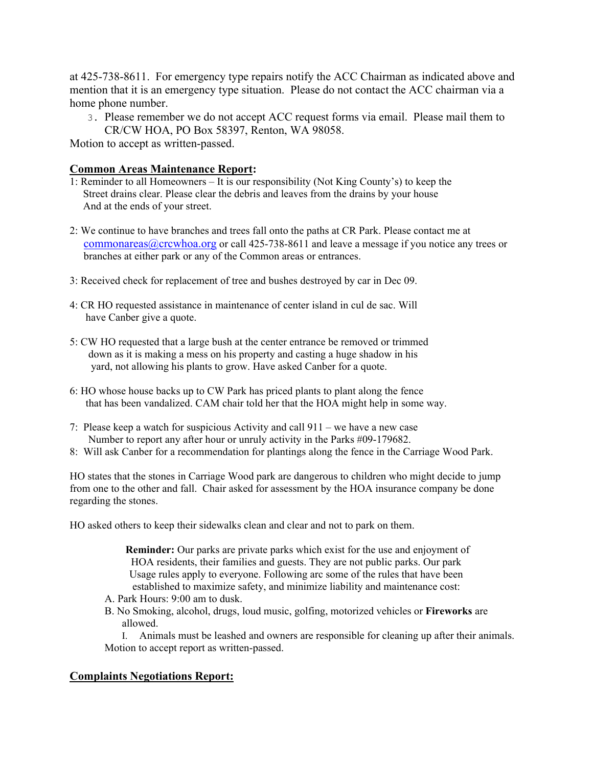at 425-738-8611. For emergency type repairs notify the ACC Chairman as indicated above and mention that it is an emergency type situation. Please do not contact the ACC chairman via a home phone number.

3. Please remember we do not accept ACC request forms via email. Please mail them to CR/CW HOA, PO Box 58397, Renton, WA 98058.

Motion to accept as written-passed.

**Common Areas Maintenance Report:**

1: Reminder to all Homeowners – It is our responsibility (Not King County's) to keep the Street drains clear. Please clear the debris and leaves from the drains by your house And at the ends of your street.

2: We continue to have branches and trees fall onto the paths at CR Park. Please contact me at commonareas@crcwhoa.org or call 425-738-8611 and leave a message if you notice any trees or branches at either park or any of the Common areas or entrances.

3: Received check for replacement of tree and bushes destroyed by car in Dec 09.

4: CR HO requested assistance in maintenance of center island in cul de sac. Will have Canber give a quote.

5: CW HO requested that a large bush at the center entrance be removed or trimmed down as it is making a mess on his property and casting a huge shadow in his yard, not allowing his plants to grow. Have asked Canber for a quote.

6: HO whose house backs up to CW Park has priced plants to plant along the fence that has been vandalized. CAM chair told her that the HOA might help in some way.

7: Please keep a watch for suspicious Activity and call 911 – we have a new case Number to report any after hour or unruly activity in the Parks #09-179682.

8: Will ask Canber for a recommendation for plantings along the fence in the Carriage Wood Park.

HO states that the stones in Carriage Wood park are dangerous to children who might decide to jump from one to the other and fall. Chair asked for assessment by the HOA insurance company be done regarding the stones.

HO asked others to keep their sidewalks clean and clear and not to park on them.

**Reminder:** Our parks are private parks which exist for the use and enjoyment of HOA residents, their families and guests. They are not public parks. Our park Usage rules apply to everyone. Following arc some of the rules that have been established to maximize safety, and minimize liability and maintenance cost:

A. Park Hours: 9:00 am to dusk.

B. No Smoking, alcohol, drugs, loud music, golfing, motorized vehicles or **Fireworks** are allowed.

I. Animals must be leashed and owners are responsible for cleaning up after their animals.

Motion to accept report as written-passed.

**Complaints Negotiations Report:**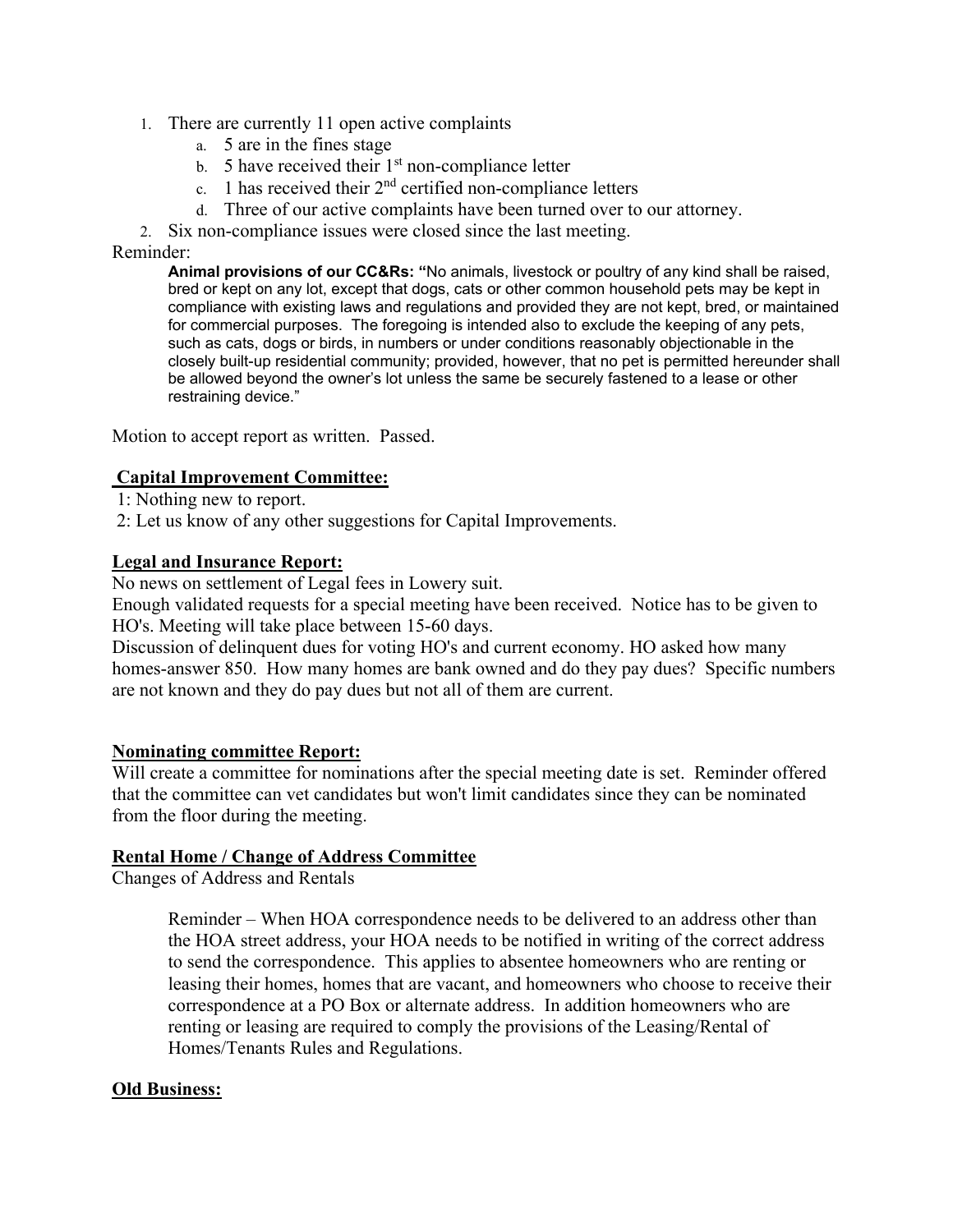1. There are currently 11 open active complaints
   a. 5 are in the fines stage
   b. 5 have received their 1st non-compliance letter
   c. 1 has received their 2nd certified non-compliance letters
   d. Three of our active complaints have been turned over to our attorney.
2. Six non-compliance issues were closed since the last meeting.

Reminder:

> **Animal provisions of our CC&Rs: "**No animals, livestock or poultry of any kind shall be raised, bred or kept on any lot, except that dogs, cats or other common household pets may be kept in compliance with existing laws and regulations and provided they are not kept, bred, or maintained for commercial purposes. The foregoing is intended also to exclude the keeping of any pets, such as cats, dogs or birds, in numbers or under conditions reasonably objectionable in the closely built-up residential community; provided, however, that no pet is permitted hereunder shall be allowed beyond the owner's lot unless the same be securely fastened to a lease or other restraining device."

Motion to accept report as written. Passed.

**Capital Improvement Committee:**

1: Nothing new to report.
2: Let us know of any other suggestions for Capital Improvements.

**Legal and Insurance Report:**

No news on settlement of Legal fees in Lowery suit.
Enough validated requests for a special meeting have been received. Notice has to be given to HO's. Meeting will take place between 15-60 days.
Discussion of delinquent dues for voting HO's and current economy. HO asked how many homes-answer 850. How many homes are bank owned and do they pay dues? Specific numbers are not known and they do pay dues but not all of them are current.

**Nominating committee Report:**

Will create a committee for nominations after the special meeting date is set. Reminder offered that the committee can vet candidates but won't limit candidates since they can be nominated from the floor during the meeting.

**Rental Home / Change of Address Committee**

Changes of Address and Rentals

> Reminder – When HOA correspondence needs to be delivered to an address other than the HOA street address, your HOA needs to be notified in writing of the correct address to send the correspondence. This applies to absentee homeowners who are renting or leasing their homes, homes that are vacant, and homeowners who choose to receive their correspondence at a PO Box or alternate address. In addition homeowners who are renting or leasing are required to comply the provisions of the Leasing/Rental of Homes/Tenants Rules and Regulations.

**Old Business:**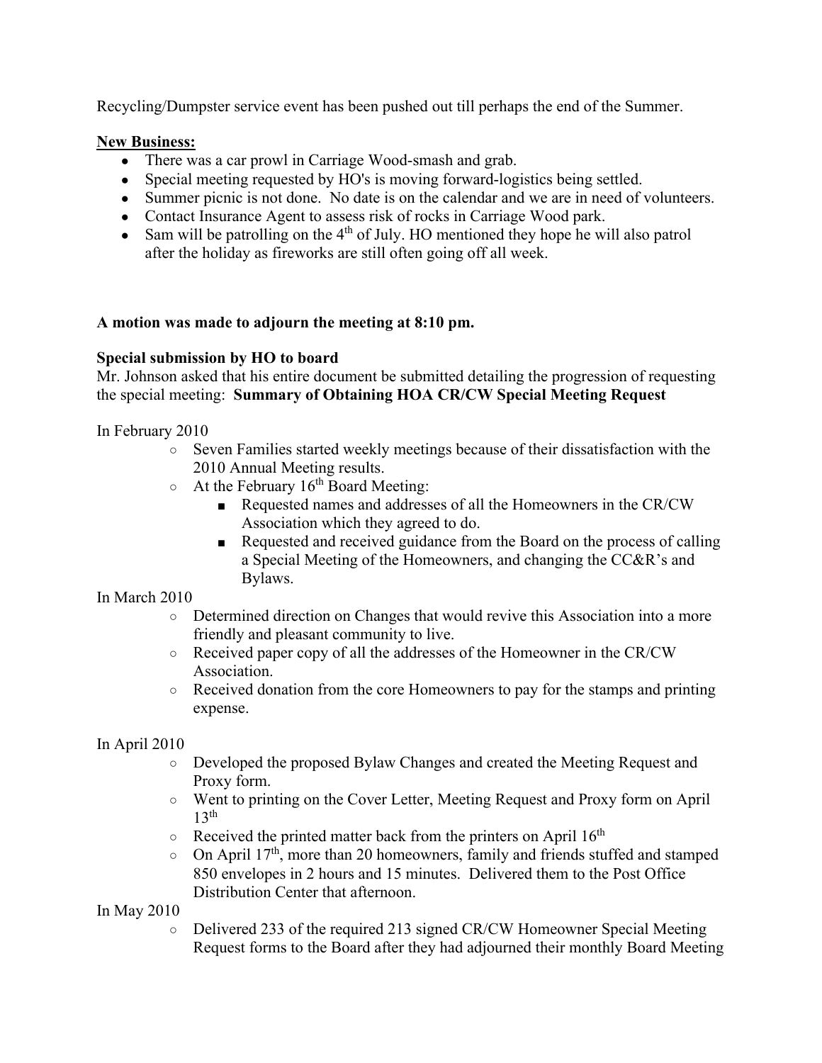Recycling/Dumpster service event has been pushed out till perhaps the end of the Summer.

**New Business:**

- There was a car prowl in Carriage Wood-smash and grab.
- Special meeting requested by HO's is moving forward-logistics being settled.
- Summer picnic is not done. No date is on the calendar and we are in need of volunteers.
- Contact Insurance Agent to assess risk of rocks in Carriage Wood park.
- Sam will be patrolling on the 4th of July. HO mentioned they hope he will also patrol after the holiday as fireworks are still often going off all week.

**A motion was made to adjourn the meeting at 8:10 pm.**

**Special submission by HO to board**

Mr. Johnson asked that his entire document be submitted detailing the progression of requesting the special meeting: **Summary of Obtaining HOA CR/CW Special Meeting Request**

In February 2010

- Seven Families started weekly meetings because of their dissatisfaction with the 2010 Annual Meeting results.
- At the February 16th Board Meeting:
  - Requested names and addresses of all the Homeowners in the CR/CW Association which they agreed to do.
  - Requested and received guidance from the Board on the process of calling a Special Meeting of the Homeowners, and changing the CC&R's and Bylaws.

In March 2010

- Determined direction on Changes that would revive this Association into a more friendly and pleasant community to live.
- Received paper copy of all the addresses of the Homeowner in the CR/CW Association.
- Received donation from the core Homeowners to pay for the stamps and printing expense.

In April 2010

- Developed the proposed Bylaw Changes and created the Meeting Request and Proxy form.
- Went to printing on the Cover Letter, Meeting Request and Proxy form on April 13th
- Received the printed matter back from the printers on April 16th
- On April 17th, more than 20 homeowners, family and friends stuffed and stamped 850 envelopes in 2 hours and 15 minutes. Delivered them to the Post Office Distribution Center that afternoon.

In May 2010

- Delivered 233 of the required 213 signed CR/CW Homeowner Special Meeting Request forms to the Board after they had adjourned their monthly Board Meeting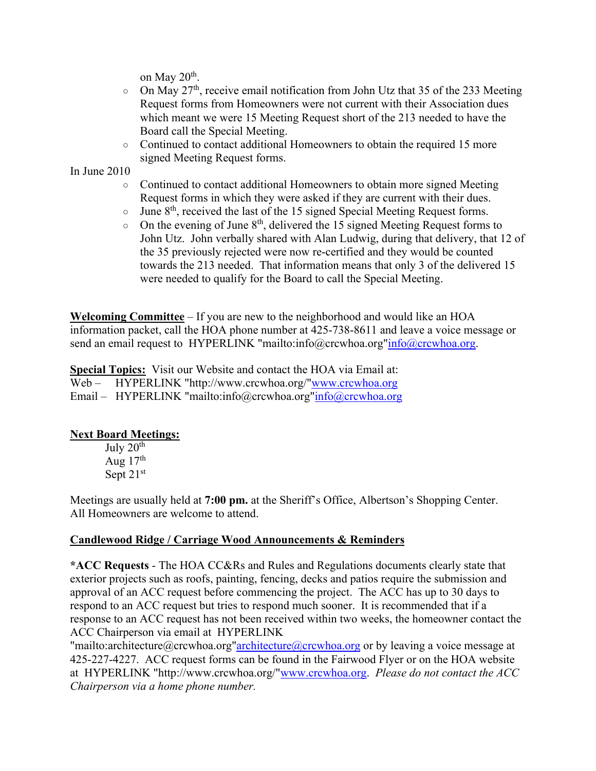on May 20th.

- On May 27th, receive email notification from John Utz that 35 of the 233 Meeting Request forms from Homeowners were not current with their Association dues which meant we were 15 Meeting Request short of the 213 needed to have the Board call the Special Meeting.
- Continued to contact additional Homeowners to obtain the required 15 more signed Meeting Request forms.

In June 2010

- Continued to contact additional Homeowners to obtain more signed Meeting Request forms in which they were asked if they are current with their dues.
- June 8th, received the last of the 15 signed Special Meeting Request forms.
- On the evening of June 8th, delivered the 15 signed Meeting Request forms to John Utz. John verbally shared with Alan Ludwig, during that delivery, that 12 of the 35 previously rejected were now re-certified and they would be counted towards the 213 needed. That information means that only 3 of the delivered 15 were needed to qualify for the Board to call the Special Meeting.

**Welcoming Committee** – If you are new to the neighborhood and would like an HOA information packet, call the HOA phone number at 425-738-8611 and leave a voice message or send an email request to HYPERLINK "mailto:info@crcwhoa.org"info@crcwhoa.org.

**Special Topics:** Visit our Website and contact the HOA via Email at:
Web – HYPERLINK "http://www.crcwhoa.org/"www.crcwhoa.org
Email – HYPERLINK "mailto:info@crcwhoa.org"info@crcwhoa.org

**Next Board Meetings:**

July 20th
Aug 17th
Sept 21st

Meetings are usually held at **7:00 pm.** at the Sheriff's Office, Albertson's Shopping Center. All Homeowners are welcome to attend.

**Candlewood Ridge / Carriage Wood Announcements & Reminders**

***ACC Requests** - The HOA CC&Rs and Rules and Regulations documents clearly state that exterior projects such as roofs, painting, fencing, decks and patios require the submission and approval of an ACC request before commencing the project. The ACC has up to 30 days to respond to an ACC request but tries to respond much sooner. It is recommended that if a response to an ACC request has not been received within two weeks, the homeowner contact the ACC Chairperson via email at HYPERLINK "mailto:architecture@crcwhoa.org"architecture@crcwhoa.org or by leaving a voice message at 425-227-4227. ACC request forms can be found in the Fairwood Flyer or on the HOA website at HYPERLINK "http://www.crcwhoa.org/"www.crcwhoa.org. *Please do not contact the ACC Chairperson via a home phone number.*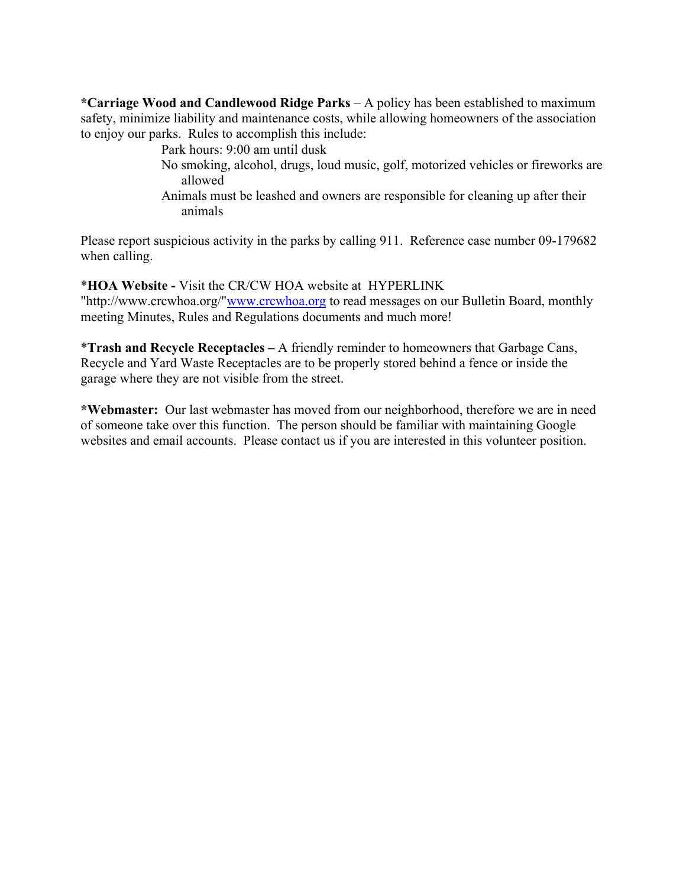***Carriage Wood and Candlewood Ridge Parks** – A policy has been established to maximum safety, minimize liability and maintenance costs, while allowing homeowners of the association to enjoy our parks. Rules to accomplish this include:

- Park hours: 9:00 am until dusk
- No smoking, alcohol, drugs, loud music, golf, motorized vehicles or fireworks are allowed
- Animals must be leashed and owners are responsible for cleaning up after their animals

Please report suspicious activity in the parks by calling 911. Reference case number 09-179682 when calling.

***HOA Website -** Visit the CR/CW HOA website at HYPERLINK "http://www.crcwhoa.org/"[www.crcwhoa.org](http://www.crcwhoa.org/) to read messages on our Bulletin Board, monthly meeting Minutes, Rules and Regulations documents and much more!

***Trash and Recycle Receptacles –** A friendly reminder to homeowners that Garbage Cans, Recycle and Yard Waste Receptacles are to be properly stored behind a fence or inside the garage where they are not visible from the street.

***Webmaster:** Our last webmaster has moved from our neighborhood, therefore we are in need of someone take over this function. The person should be familiar with maintaining Google websites and email accounts. Please contact us if you are interested in this volunteer position.